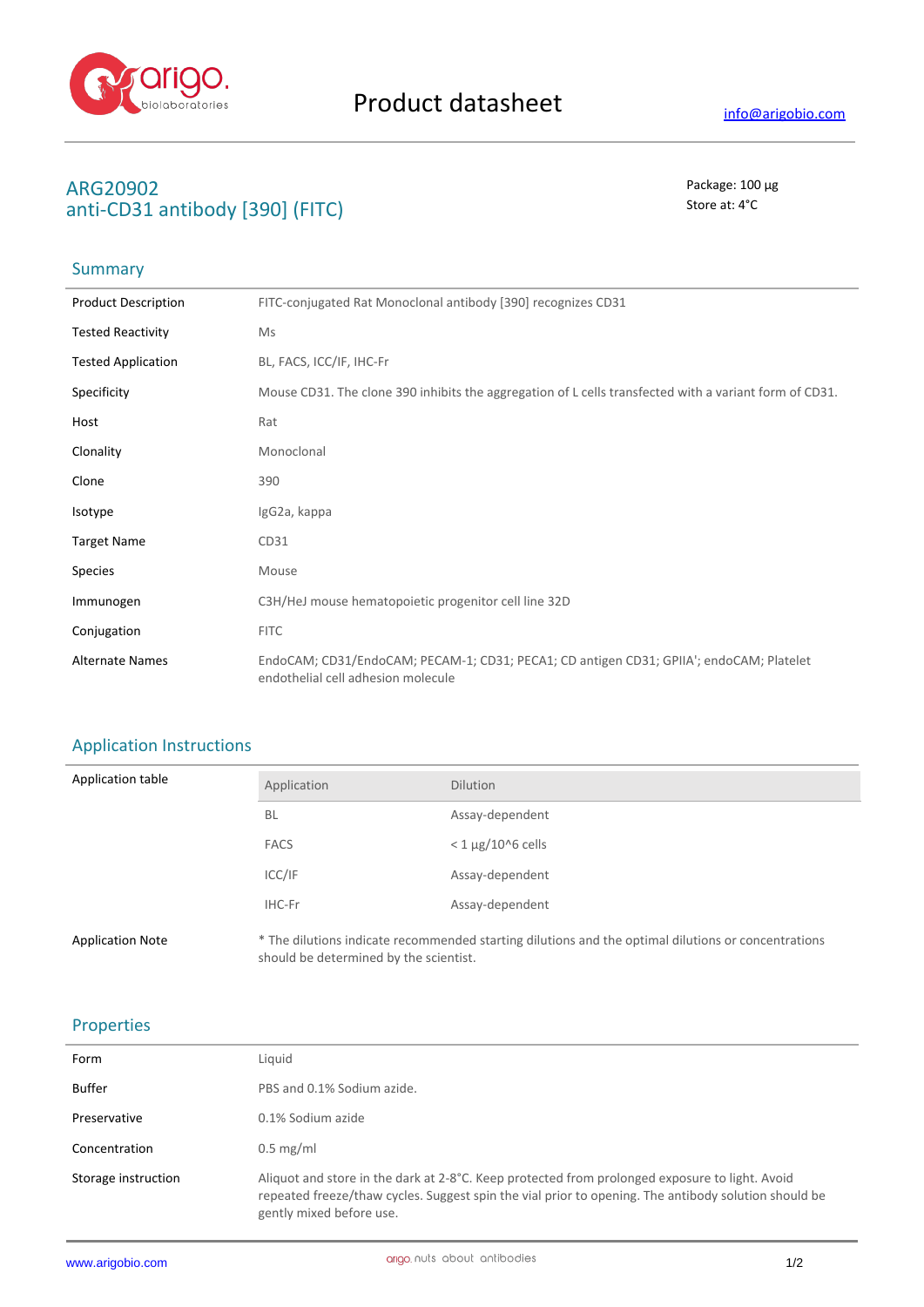# Product datasheet

info@arigobio.com

## ARG20902
## anti-CD31 antibody [390] (FITC)

Package: 100 μg
Store at: 4°C

### Summary

| | |
|---|---|
| Product Description | FITC-conjugated Rat Monoclonal antibody [390] recognizes CD31 |
| Tested Reactivity | Ms |
| Tested Application | BL, FACS, ICC/IF, IHC-Fr |
| Specificity | Mouse CD31. The clone 390 inhibits the aggregation of L cells transfected with a variant form of CD31. |
| Host | Rat |
| Clonality | Monoclonal |
| Clone | 390 |
| Isotype | IgG2a, kappa |
| Target Name | CD31 |
| Species | Mouse |
| Immunogen | C3H/HeJ mouse hematopoietic progenitor cell line 32D |
| Conjugation | FITC |
| Alternate Names | EndoCAM; CD31/EndoCAM; PECAM-1; CD31; PECA1; CD antigen CD31; GPIIA'; endoCAM; Platelet endothelial cell adhesion molecule |

### Application Instructions

Application table

| Application | Dilution |
|---|---|
| BL | Assay-dependent |
| FACS | < 1 μg/10^6 cells |
| ICC/IF | Assay-dependent |
| IHC-Fr | Assay-dependent |

Application Note: * The dilutions indicate recommended starting dilutions and the optimal dilutions or concentrations should be determined by the scientist.

### Properties

| | |
|---|---|
| Form | Liquid |
| Buffer | PBS and 0.1% Sodium azide. |
| Preservative | 0.1% Sodium azide |
| Concentration | 0.5 mg/ml |
| Storage instruction | Aliquot and store in the dark at 2-8°C. Keep protected from prolonged exposure to light. Avoid repeated freeze/thaw cycles. Suggest spin the vial prior to opening. The antibody solution should be gently mixed before use. |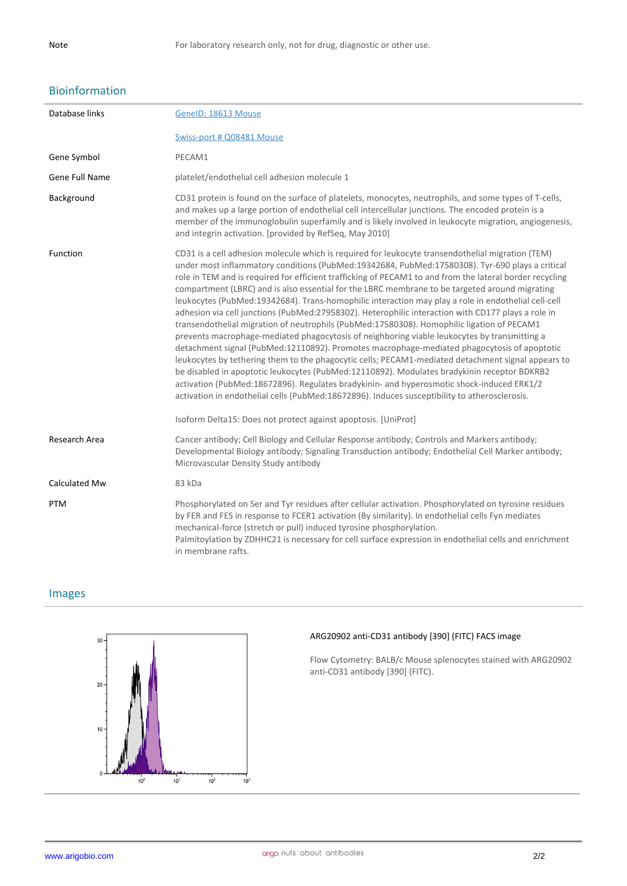| | |
|---|---|
| Note | For laboratory research only, not for drug, diagnostic or other use. |

## Bioinformation

| | |
|---|---|
| Database links | [GeneID: 18613 Mouse](#) |
| | [Swiss-port # Q08481 Mouse](#) |
| Gene Symbol | PECAM1 |
| Gene Full Name | platelet/endothelial cell adhesion molecule 1 |
| Background | CD31 protein is found on the surface of platelets, monocytes, neutrophils, and some types of T-cells, and makes up a large portion of endothelial cell intercellular junctions. The encoded protein is a member of the immunoglobulin superfamily and is likely involved in leukocyte migration, angiogenesis, and integrin activation. [provided by RefSeq, May 2010] |
| Function | CD31 is a cell adhesion molecule which is required for leukocyte transendothelial migration (TEM) under most inflammatory conditions (PubMed:19342684, PubMed:17580308). Tyr-690 plays a critical role in TEM and is required for efficient trafficking of PECAM1 to and from the lateral border recycling compartment (LBRC) and is also essential for the LBRC membrane to be targeted around migrating leukocytes (PubMed:19342684). Trans-homophilic interaction may play a role in endothelial cell-cell adhesion via cell junctions (PubMed:27958302). Heterophilic interaction with CD177 plays a role in transendothelial migration of neutrophils (PubMed:17580308). Homophilic ligation of PECAM1 prevents macrophage-mediated phagocytosis of neighboring viable leukocytes by transmitting a detachment signal (PubMed:12110892). Promotes macrophage-mediated phagocytosis of apoptotic leukocytes by tethering them to the phagocytic cells; PECAM1-mediated detachment signal appears to be disabled in apoptotic leukocytes (PubMed:12110892). Modulates bradykinin receptor BDKRB2 activation (PubMed:18672896). Regulates bradykinin- and hyperosmotic shock-induced ERK1/2 activation in endothelial cells (PubMed:18672896). Induces susceptibility to atherosclerosis.<br><br>Isoform Delta15: Does not protect against apoptosis. [UniProt] |
| Research Area | Cancer antibody; Cell Biology and Cellular Response antibody; Controls and Markers antibody; Developmental Biology antibody; Signaling Transduction antibody; Endothelial Cell Marker antibody; Microvascular Density Study antibody |
| Calculated Mw | 83 kDa |
| PTM | Phosphorylated on Ser and Tyr residues after cellular activation. Phosphorylated on tyrosine residues by FER and FES in response to FCER1 activation (By similarity). In endothelial cells Fyn mediates mechanical-force (stretch or pull) induced tyrosine phosphorylation.<br>Palmitoylation by ZDHHC21 is necessary for cell surface expression in endothelial cells and enrichment in membrane rafts. |

## Images

30
20
10
0
$10^0$
$10^1$
$10^2$
$10^3$

**ARG20902 anti-CD31 antibody [390] (FITC) FACS image**

Flow Cytometry: BALB/c Mouse splenocytes stained with ARG20902 anti-CD31 antibody [390] (FITC).